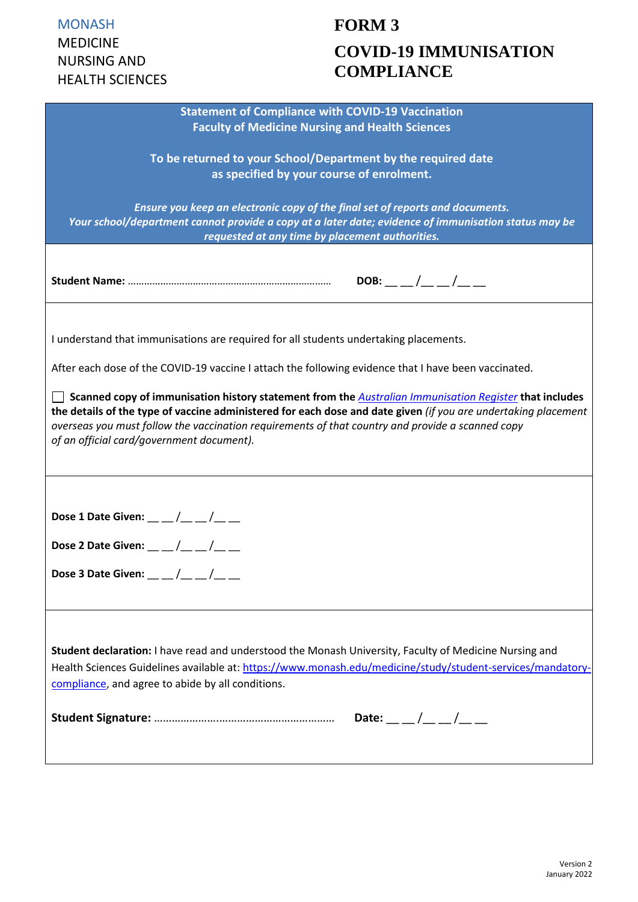MONASH
MEDICINE
NURSING AND
HEALTH SCIENCES

# FORM 3

# COVID-19 IMMUNISATION COMPLIANCE

**Statement of Compliance with COVID-19 Vaccination**
**Faculty of Medicine Nursing and Health Sciences**

**To be returned to your School/Department by the required date as specified by your course of enrolment.**

***Ensure you keep an electronic copy of the final set of reports and documents. Your school/department cannot provide a copy at a later date; evidence of immunisation status may be requested at any time by placement authorities.***

**Student Name:** ……………………………………………………………… **DOB:** __ __ /__ __ /__ __

I understand that immunisations are required for all students undertaking placements.

After each dose of the COVID-19 vaccine I attach the following evidence that I have been vaccinated.

☐ **Scanned copy of immunisation history statement from the** *Australian Immunisation Register* **that includes the details of the type of vaccine administered for each dose and date given** *(if you are undertaking placement overseas you must follow the vaccination requirements of that country and provide a scanned copy of an official card/government document).*

**Dose 1 Date Given:** __ __ /__ __ /__ __

**Dose 2 Date Given:** __ __ /__ __ /__ __

**Dose 3 Date Given:** __ __ /__ __ /__ __

**Student declaration:** I have read and understood the Monash University, Faculty of Medicine Nursing and Health Sciences Guidelines available at: https://www.monash.edu/medicine/study/student-services/mandatory-compliance, and agree to abide by all conditions.

**Student Signature:** ………………………………………………… **Date:** __ __ /__ __ /__ __

Version 2
January 2022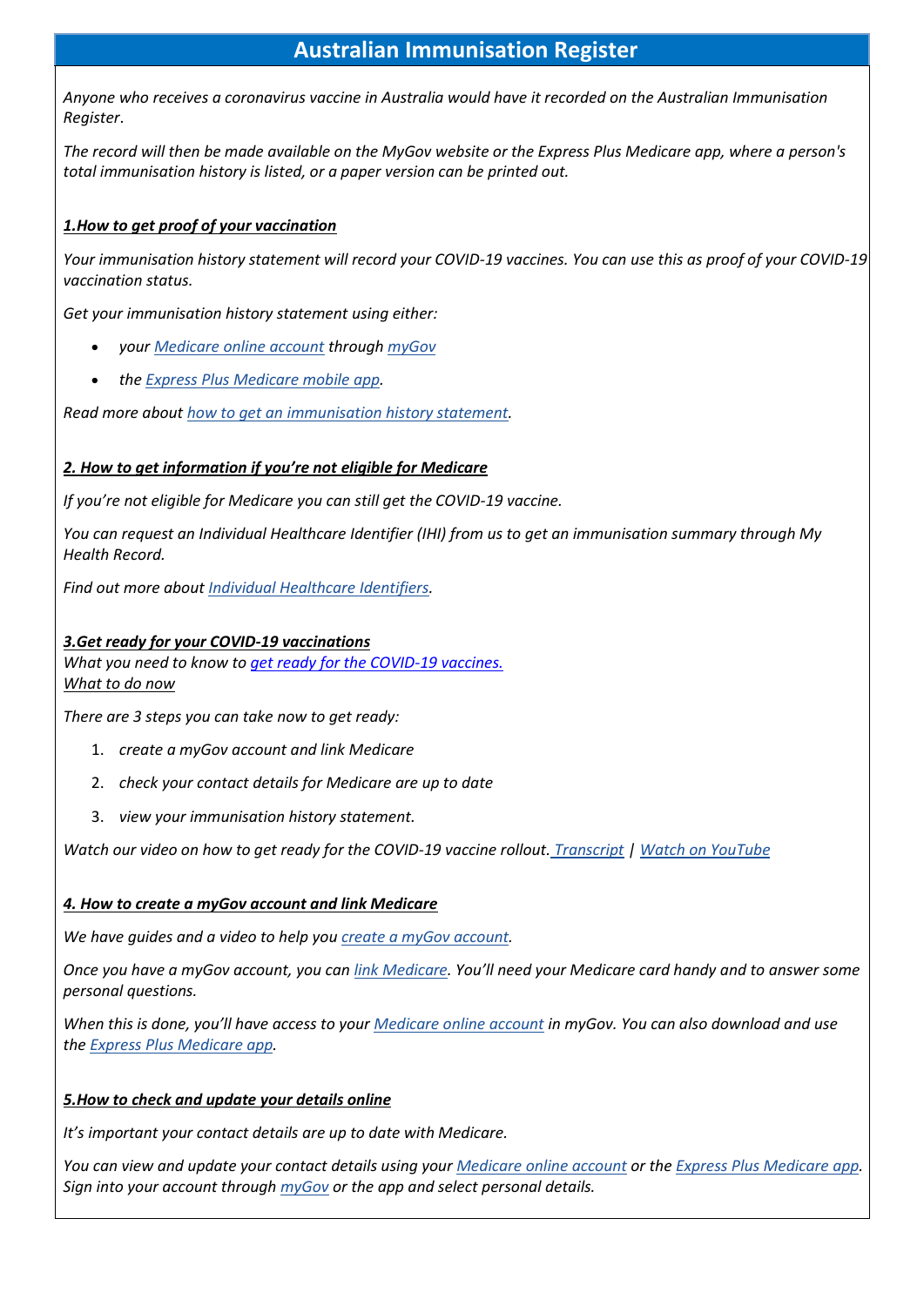# Australian Immunisation Register

*Anyone who receives a coronavirus vaccine in Australia would have it recorded on the Australian Immunisation Register.*

*The record will then be made available on the MyGov website or the Express Plus Medicare app, where a person's total immunisation history is listed, or a paper version can be printed out.*

***1.How to get proof of your vaccination***

*Your immunisation history statement will record your COVID-19 vaccines. You can use this as proof of your COVID-19 vaccination status.*

*Get your immunisation history statement using either:*

- *your Medicare online account through myGov*
- *the Express Plus Medicare mobile app.*

*Read more about how to get an immunisation history statement.*

***2. How to get information if you're not eligible for Medicare***

*If you're not eligible for Medicare you can still get the COVID-19 vaccine.*

*You can request an Individual Healthcare Identifier (IHI) from us to get an immunisation summary through My Health Record.*

*Find out more about Individual Healthcare Identifiers.*

***3.Get ready for your COVID-19 vaccinations***

*What you need to know to get ready for the COVID-19 vaccines.*

*What to do now*

*There are 3 steps you can take now to get ready:*

1. *create a myGov account and link Medicare*
2. *check your contact details for Medicare are up to date*
3. *view your immunisation history statement.*

*Watch our video on how to get ready for the COVID-19 vaccine rollout. Transcript | Watch on YouTube*

***4. How to create a myGov account and link Medicare***

*We have guides and a video to help you create a myGov account.*

*Once you have a myGov account, you can link Medicare. You'll need your Medicare card handy and to answer some personal questions.*

*When this is done, you'll have access to your Medicare online account in myGov. You can also download and use the Express Plus Medicare app.*

***5.How to check and update your details online***

*It's important your contact details are up to date with Medicare.*

*You can view and update your contact details using your Medicare online account or the Express Plus Medicare app. Sign into your account through myGov or the app and select personal details.*